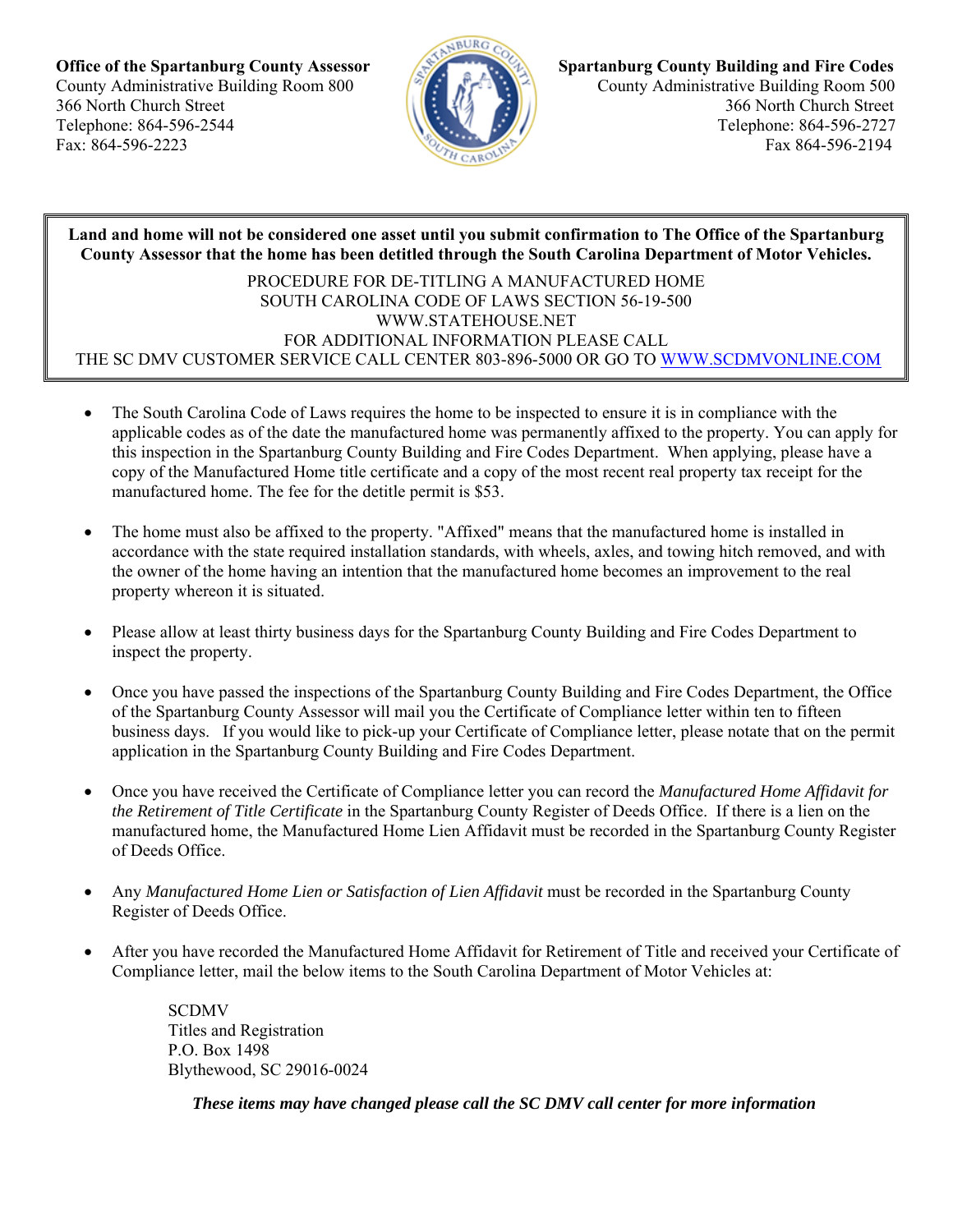**Office of the Spartanburg County Assessor**
County Administrative Building Room 800
366 North Church Street
Telephone: 864-596-2544
Fax: 864-596-2223

**Spartanburg County Building and Fire Codes**
County Administrative Building Room 500
366 North Church Street
Telephone: 864-596-2727
Fax 864-596-2194

**Land and home will not be considered one asset until you submit confirmation to The Office of the Spartanburg County Assessor that the home has been detitled through the South Carolina Department of Motor Vehicles.**

PROCEDURE FOR DE-TITLING A MANUFACTURED HOME
SOUTH CAROLINA CODE OF LAWS SECTION 56-19-500
WWW.STATEHOUSE.NET
FOR ADDITIONAL INFORMATION PLEASE CALL
THE SC DMV CUSTOMER SERVICE CALL CENTER 803-896-5000 OR GO TO WWW.SCDMVONLINE.COM

- The South Carolina Code of Laws requires the home to be inspected to ensure it is in compliance with the applicable codes as of the date the manufactured home was permanently affixed to the property. You can apply for this inspection in the Spartanburg County Building and Fire Codes Department. When applying, please have a copy of the Manufactured Home title certificate and a copy of the most recent real property tax receipt for the manufactured home. The fee for the detitle permit is $53.

- The home must also be affixed to the property. "Affixed" means that the manufactured home is installed in accordance with the state required installation standards, with wheels, axles, and towing hitch removed, and with the owner of the home having an intention that the manufactured home becomes an improvement to the real property whereon it is situated.

- Please allow at least thirty business days for the Spartanburg County Building and Fire Codes Department to inspect the property.

- Once you have passed the inspections of the Spartanburg County Building and Fire Codes Department, the Office of the Spartanburg County Assessor will mail you the Certificate of Compliance letter within ten to fifteen business days. If you would like to pick-up your Certificate of Compliance letter, please notate that on the permit application in the Spartanburg County Building and Fire Codes Department.

- Once you have received the Certificate of Compliance letter you can record the *Manufactured Home Affidavit for the Retirement of Title Certificate* in the Spartanburg County Register of Deeds Office. If there is a lien on the manufactured home, the Manufactured Home Lien Affidavit must be recorded in the Spartanburg County Register of Deeds Office.

- Any *Manufactured Home Lien or Satisfaction of Lien Affidavit* must be recorded in the Spartanburg County Register of Deeds Office.

- After you have recorded the Manufactured Home Affidavit for Retirement of Title and received your Certificate of Compliance letter, mail the below items to the South Carolina Department of Motor Vehicles at:

  SCDMV
  Titles and Registration
  P.O. Box 1498
  Blythewood, SC 29016-0024

***These items may have changed please call the SC DMV call center for more information***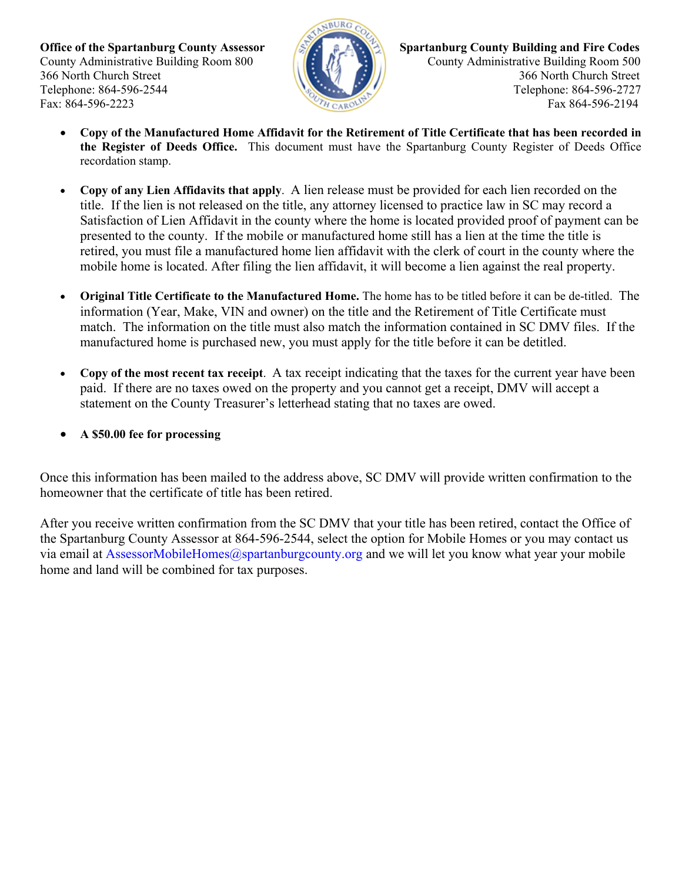**Office of the Spartanburg County Assessor**
County Administrative Building Room 800
366 North Church Street
Telephone: 864-596-2544
Fax: 864-596-2223

**Spartanburg County Building and Fire Codes**
County Administrative Building Room 500
366 North Church Street
Telephone: 864-596-2727
Fax 864-596-2194

- **Copy of the Manufactured Home Affidavit for the Retirement of Title Certificate that has been recorded in the Register of Deeds Office.** This document must have the Spartanburg County Register of Deeds Office recordation stamp.

- **Copy of any Lien Affidavits that apply**. A lien release must be provided for each lien recorded on the title. If the lien is not released on the title, any attorney licensed to practice law in SC may record a Satisfaction of Lien Affidavit in the county where the home is located provided proof of payment can be presented to the county. If the mobile or manufactured home still has a lien at the time the title is retired, you must file a manufactured home lien affidavit with the clerk of court in the county where the mobile home is located. After filing the lien affidavit, it will become a lien against the real property.

- **Original Title Certificate to the Manufactured Home.** The home has to be titled before it can be de-titled. The information (Year, Make, VIN and owner) on the title and the Retirement of Title Certificate must match. The information on the title must also match the information contained in SC DMV files. If the manufactured home is purchased new, you must apply for the title before it can be detitled.

- **Copy of the most recent tax receipt**. A tax receipt indicating that the taxes for the current year have been paid. If there are no taxes owed on the property and you cannot get a receipt, DMV will accept a statement on the County Treasurer's letterhead stating that no taxes are owed.

- **A $50.00 fee for processing**

Once this information has been mailed to the address above, SC DMV will provide written confirmation to the homeowner that the certificate of title has been retired.

After you receive written confirmation from the SC DMV that your title has been retired, contact the Office of the Spartanburg County Assessor at 864-596-2544, select the option for Mobile Homes or you may contact us via email at AssessorMobileHomes@spartanburgcounty.org and we will let you know what year your mobile home and land will be combined for tax purposes.